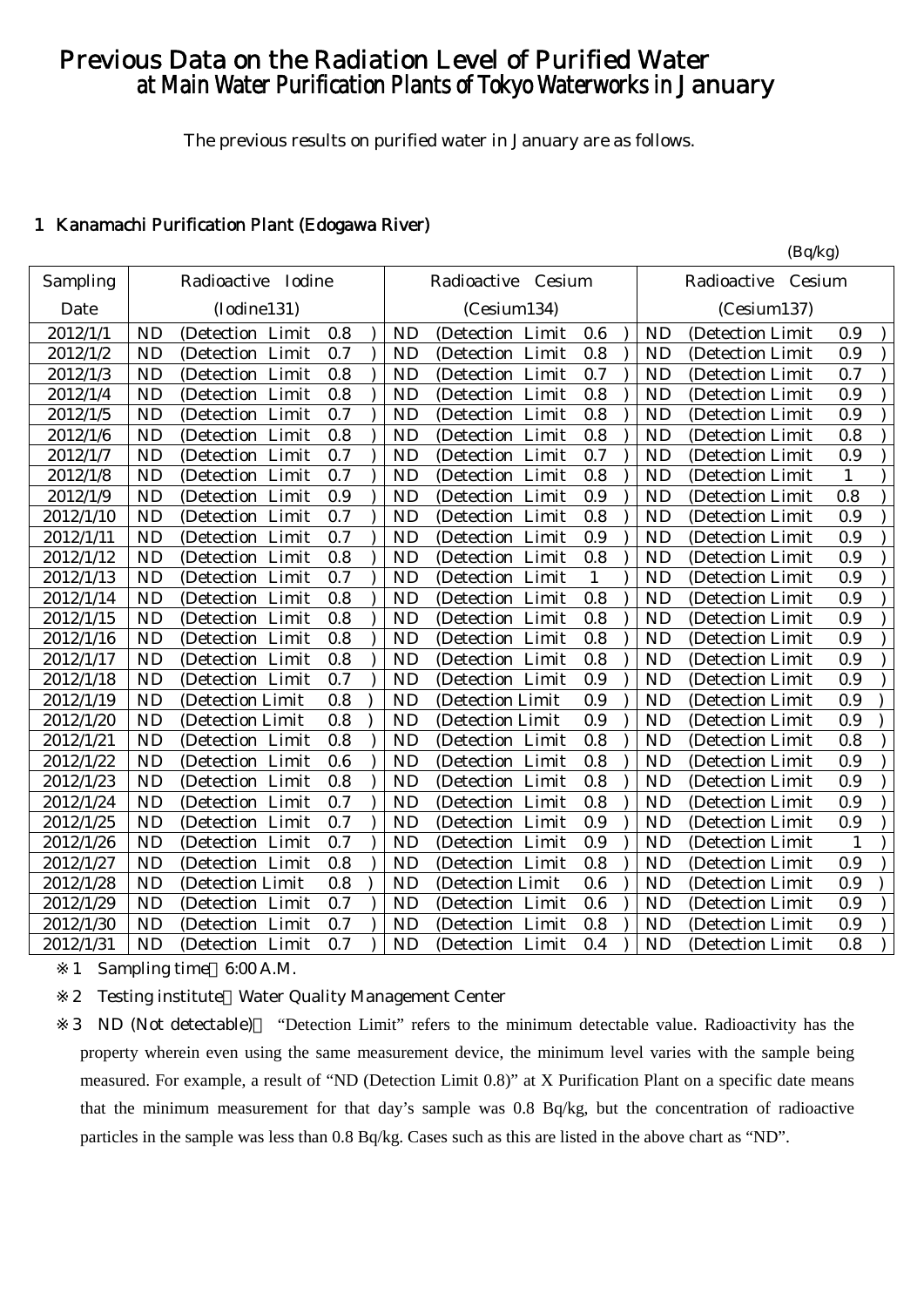# Previous Data on the Radiation Level of Purified Water at Main Water Purification Plants of Tokyo Waterworks in January

The previous results on purified water in January are as follows.

## 1 Kanamachi Purification Plant (Edogawa River)

(Bq/kg)

| Sampling Date | Radioactive Iodine (Iodine131) | Radioactive Cesium (Cesium134) | Radioactive Cesium (Cesium137) |
|---|---|---|---|
| 2012/1/1 | ND (Detection Limit 0.8 ) | ND (Detection Limit 0.6 ) | ND (Detection Limit 0.9 ) |
| 2012/1/2 | ND (Detection Limit 0.7 ) | ND (Detection Limit 0.8 ) | ND (Detection Limit 0.9 ) |
| 2012/1/3 | ND (Detection Limit 0.8 ) | ND (Detection Limit 0.7 ) | ND (Detection Limit 0.7 ) |
| 2012/1/4 | ND (Detection Limit 0.8 ) | ND (Detection Limit 0.8 ) | ND (Detection Limit 0.9 ) |
| 2012/1/5 | ND (Detection Limit 0.7 ) | ND (Detection Limit 0.8 ) | ND (Detection Limit 0.9 ) |
| 2012/1/6 | ND (Detection Limit 0.8 ) | ND (Detection Limit 0.8 ) | ND (Detection Limit 0.8 ) |
| 2012/1/7 | ND (Detection Limit 0.7 ) | ND (Detection Limit 0.7 ) | ND (Detection Limit 0.9 ) |
| 2012/1/8 | ND (Detection Limit 0.7 ) | ND (Detection Limit 0.8 ) | ND (Detection Limit 1 ) |
| 2012/1/9 | ND (Detection Limit 0.9 ) | ND (Detection Limit 0.9 ) | ND (Detection Limit 0.8 ) |
| 2012/1/10 | ND (Detection Limit 0.7 ) | ND (Detection Limit 0.8 ) | ND (Detection Limit 0.9 ) |
| 2012/1/11 | ND (Detection Limit 0.7 ) | ND (Detection Limit 0.9 ) | ND (Detection Limit 0.9 ) |
| 2012/1/12 | ND (Detection Limit 0.8 ) | ND (Detection Limit 0.8 ) | ND (Detection Limit 0.9 ) |
| 2012/1/13 | ND (Detection Limit 0.7 ) | ND (Detection Limit 1 ) | ND (Detection Limit 0.9 ) |
| 2012/1/14 | ND (Detection Limit 0.8 ) | ND (Detection Limit 0.8 ) | ND (Detection Limit 0.9 ) |
| 2012/1/15 | ND (Detection Limit 0.8 ) | ND (Detection Limit 0.8 ) | ND (Detection Limit 0.9 ) |
| 2012/1/16 | ND (Detection Limit 0.8 ) | ND (Detection Limit 0.8 ) | ND (Detection Limit 0.9 ) |
| 2012/1/17 | ND (Detection Limit 0.8 ) | ND (Detection Limit 0.8 ) | ND (Detection Limit 0.9 ) |
| 2012/1/18 | ND (Detection Limit 0.7 ) | ND (Detection Limit 0.9 ) | ND (Detection Limit 0.9 ) |
| 2012/1/19 | ND (Detection Limit 0.8 ) | ND (Detection Limit 0.9 ) | ND (Detection Limit 0.9 ) |
| 2012/1/20 | ND (Detection Limit 0.8 ) | ND (Detection Limit 0.9 ) | ND (Detection Limit 0.9 ) |
| 2012/1/21 | ND (Detection Limit 0.8 ) | ND (Detection Limit 0.8 ) | ND (Detection Limit 0.8 ) |
| 2012/1/22 | ND (Detection Limit 0.6 ) | ND (Detection Limit 0.8 ) | ND (Detection Limit 0.9 ) |
| 2012/1/23 | ND (Detection Limit 0.8 ) | ND (Detection Limit 0.8 ) | ND (Detection Limit 0.9 ) |
| 2012/1/24 | ND (Detection Limit 0.7 ) | ND (Detection Limit 0.8 ) | ND (Detection Limit 0.9 ) |
| 2012/1/25 | ND (Detection Limit 0.7 ) | ND (Detection Limit 0.9 ) | ND (Detection Limit 0.9 ) |
| 2012/1/26 | ND (Detection Limit 0.7 ) | ND (Detection Limit 0.9 ) | ND (Detection Limit 1 ) |
| 2012/1/27 | ND (Detection Limit 0.8 ) | ND (Detection Limit 0.8 ) | ND (Detection Limit 0.9 ) |
| 2012/1/28 | ND (Detection Limit 0.8 ) | ND (Detection Limit 0.6 ) | ND (Detection Limit 0.9 ) |
| 2012/1/29 | ND (Detection Limit 0.7 ) | ND (Detection Limit 0.6 ) | ND (Detection Limit 0.9 ) |
| 2012/1/30 | ND (Detection Limit 0.7 ) | ND (Detection Limit 0.8 ) | ND (Detection Limit 0.9 ) |
| 2012/1/31 | ND (Detection Limit 0.7 ) | ND (Detection Limit 0.4 ) | ND (Detection Limit 0.8 ) |

※1 Sampling time：6:00 A.M.

※2 Testing institute：Water Quality Management Center

※3 ND (Not detectable)： "Detection Limit" refers to the minimum detectable value. Radioactivity has the property wherein even using the same measurement device, the minimum level varies with the sample being measured. For example, a result of "ND (Detection Limit 0.8)" at X Purification Plant on a specific date means that the minimum measurement for that day's sample was 0.8 Bq/kg, but the concentration of radioactive particles in the sample was less than 0.8 Bq/kg. Cases such as this are listed in the above chart as "ND".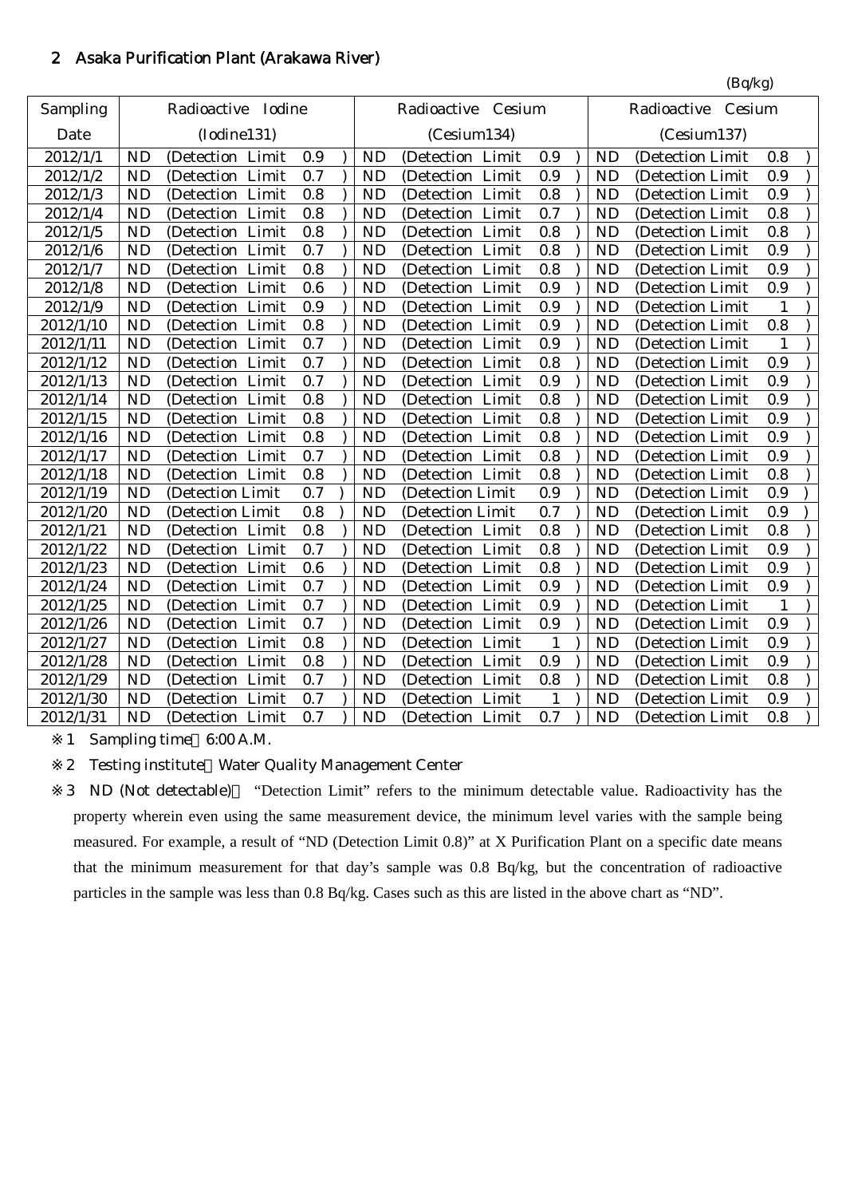## 2　Asaka Purification Plant (Arakawa River)

(Bq/kg)

| Sampling Date | Radioactive Iodine (Iodine131) | Radioactive Cesium (Cesium134) | Radioactive Cesium (Cesium137) |
|---|---|---|---|
| 2012/1/1 | ND (Detection Limit 0.9 ) | ND (Detection Limit 0.9 ) | ND (Detection Limit 0.8 ) |
| 2012/1/2 | ND (Detection Limit 0.7 ) | ND (Detection Limit 0.9 ) | ND (Detection Limit 0.9 ) |
| 2012/1/3 | ND (Detection Limit 0.8 ) | ND (Detection Limit 0.8 ) | ND (Detection Limit 0.9 ) |
| 2012/1/4 | ND (Detection Limit 0.8 ) | ND (Detection Limit 0.7 ) | ND (Detection Limit 0.8 ) |
| 2012/1/5 | ND (Detection Limit 0.8 ) | ND (Detection Limit 0.8 ) | ND (Detection Limit 0.8 ) |
| 2012/1/6 | ND (Detection Limit 0.7 ) | ND (Detection Limit 0.8 ) | ND (Detection Limit 0.9 ) |
| 2012/1/7 | ND (Detection Limit 0.8 ) | ND (Detection Limit 0.8 ) | ND (Detection Limit 0.9 ) |
| 2012/1/8 | ND (Detection Limit 0.6 ) | ND (Detection Limit 0.9 ) | ND (Detection Limit 0.9 ) |
| 2012/1/9 | ND (Detection Limit 0.9 ) | ND (Detection Limit 0.9 ) | ND (Detection Limit 1 ) |
| 2012/1/10 | ND (Detection Limit 0.8 ) | ND (Detection Limit 0.9 ) | ND (Detection Limit 0.8 ) |
| 2012/1/11 | ND (Detection Limit 0.7 ) | ND (Detection Limit 0.9 ) | ND (Detection Limit 1 ) |
| 2012/1/12 | ND (Detection Limit 0.7 ) | ND (Detection Limit 0.8 ) | ND (Detection Limit 0.9 ) |
| 2012/1/13 | ND (Detection Limit 0.7 ) | ND (Detection Limit 0.9 ) | ND (Detection Limit 0.9 ) |
| 2012/1/14 | ND (Detection Limit 0.8 ) | ND (Detection Limit 0.8 ) | ND (Detection Limit 0.9 ) |
| 2012/1/15 | ND (Detection Limit 0.8 ) | ND (Detection Limit 0.8 ) | ND (Detection Limit 0.9 ) |
| 2012/1/16 | ND (Detection Limit 0.8 ) | ND (Detection Limit 0.8 ) | ND (Detection Limit 0.9 ) |
| 2012/1/17 | ND (Detection Limit 0.7 ) | ND (Detection Limit 0.8 ) | ND (Detection Limit 0.9 ) |
| 2012/1/18 | ND (Detection Limit 0.8 ) | ND (Detection Limit 0.8 ) | ND (Detection Limit 0.8 ) |
| 2012/1/19 | ND (Detection Limit 0.7 ) | ND (Detection Limit 0.9 ) | ND (Detection Limit 0.9 ) |
| 2012/1/20 | ND (Detection Limit 0.8 ) | ND (Detection Limit 0.7 ) | ND (Detection Limit 0.9 ) |
| 2012/1/21 | ND (Detection Limit 0.8 ) | ND (Detection Limit 0.8 ) | ND (Detection Limit 0.8 ) |
| 2012/1/22 | ND (Detection Limit 0.7 ) | ND (Detection Limit 0.8 ) | ND (Detection Limit 0.9 ) |
| 2012/1/23 | ND (Detection Limit 0.6 ) | ND (Detection Limit 0.8 ) | ND (Detection Limit 0.9 ) |
| 2012/1/24 | ND (Detection Limit 0.7 ) | ND (Detection Limit 0.9 ) | ND (Detection Limit 0.9 ) |
| 2012/1/25 | ND (Detection Limit 0.7 ) | ND (Detection Limit 0.9 ) | ND (Detection Limit 1 ) |
| 2012/1/26 | ND (Detection Limit 0.7 ) | ND (Detection Limit 0.9 ) | ND (Detection Limit 0.9 ) |
| 2012/1/27 | ND (Detection Limit 0.8 ) | ND (Detection Limit 1 ) | ND (Detection Limit 0.9 ) |
| 2012/1/28 | ND (Detection Limit 0.8 ) | ND (Detection Limit 0.9 ) | ND (Detection Limit 0.9 ) |
| 2012/1/29 | ND (Detection Limit 0.7 ) | ND (Detection Limit 0.8 ) | ND (Detection Limit 0.8 ) |
| 2012/1/30 | ND (Detection Limit 0.7 ) | ND (Detection Limit 1 ) | ND (Detection Limit 0.9 ) |
| 2012/1/31 | ND (Detection Limit 0.7 ) | ND (Detection Limit 0.7 ) | ND (Detection Limit 0.8 ) |

※1　Sampling time　6:00 A.M.

※2　Testing institute　Water Quality Management Center

※3　ND (Not detectable)　"Detection Limit" refers to the minimum detectable value. Radioactivity has the property wherein even using the same measurement device, the minimum level varies with the sample being measured. For example, a result of "ND (Detection Limit 0.8)" at X Purification Plant on a specific date means that the minimum measurement for that day's sample was 0.8 Bq/kg, but the concentration of radioactive particles in the sample was less than 0.8 Bq/kg. Cases such as this are listed in the above chart as "ND".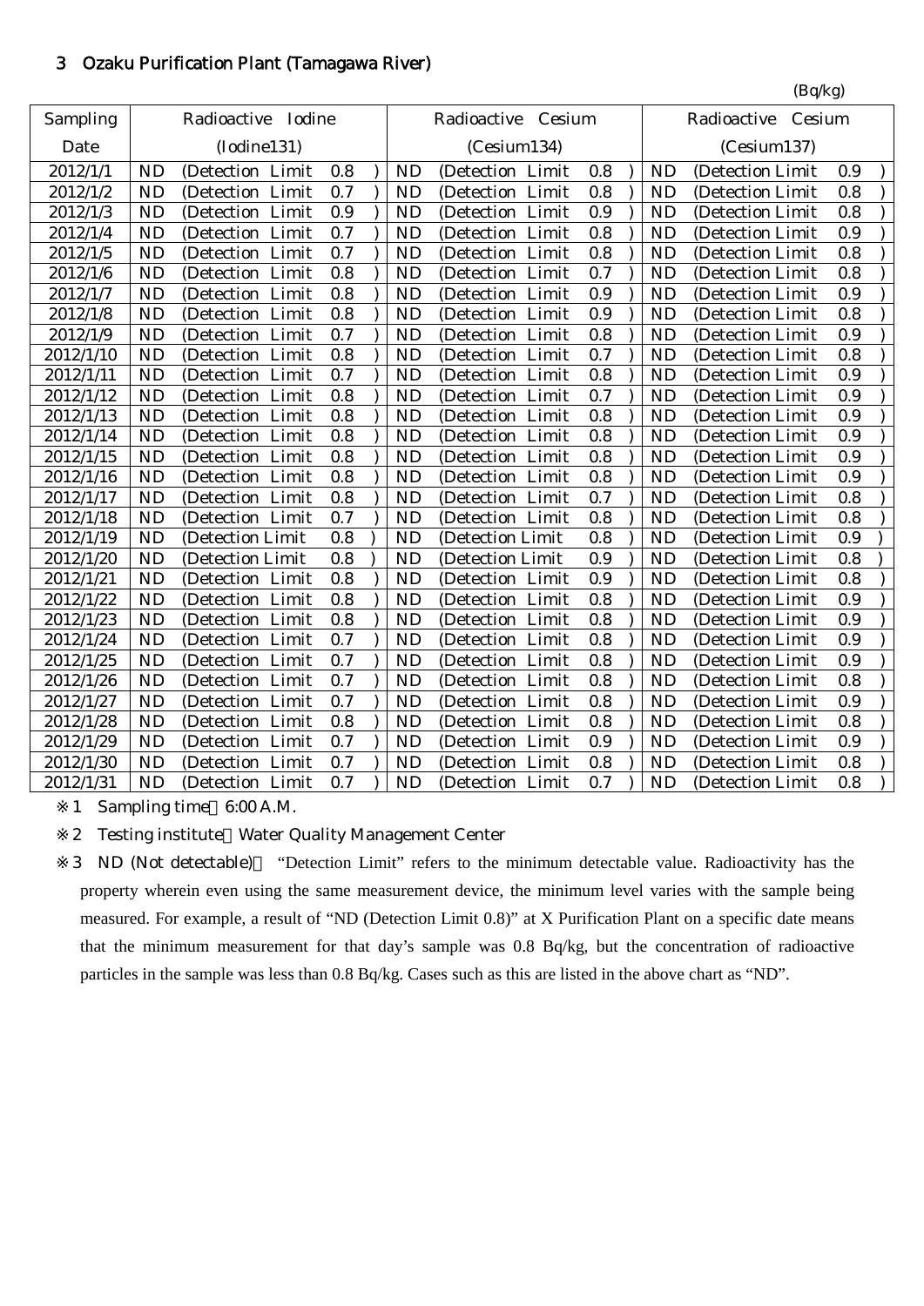## 3 Ozaku Purification Plant (Tamagawa River)

(Bq/kg)

| Sampling Date | Radioactive Iodine (Iodine131) | Radioactive Cesium (Cesium134) | Radioactive Cesium (Cesium137) |
|---|---|---|---|
| 2012/1/1 | ND (Detection Limit 0.8 ) | ND (Detection Limit 0.8 ) | ND (Detection Limit 0.9 ) |
| 2012/1/2 | ND (Detection Limit 0.7 ) | ND (Detection Limit 0.8 ) | ND (Detection Limit 0.8 ) |
| 2012/1/3 | ND (Detection Limit 0.9 ) | ND (Detection Limit 0.9 ) | ND (Detection Limit 0.8 ) |
| 2012/1/4 | ND (Detection Limit 0.7 ) | ND (Detection Limit 0.8 ) | ND (Detection Limit 0.9 ) |
| 2012/1/5 | ND (Detection Limit 0.7 ) | ND (Detection Limit 0.8 ) | ND (Detection Limit 0.8 ) |
| 2012/1/6 | ND (Detection Limit 0.8 ) | ND (Detection Limit 0.7 ) | ND (Detection Limit 0.8 ) |
| 2012/1/7 | ND (Detection Limit 0.8 ) | ND (Detection Limit 0.9 ) | ND (Detection Limit 0.9 ) |
| 2012/1/8 | ND (Detection Limit 0.8 ) | ND (Detection Limit 0.9 ) | ND (Detection Limit 0.8 ) |
| 2012/1/9 | ND (Detection Limit 0.7 ) | ND (Detection Limit 0.8 ) | ND (Detection Limit 0.9 ) |
| 2012/1/10 | ND (Detection Limit 0.8 ) | ND (Detection Limit 0.7 ) | ND (Detection Limit 0.8 ) |
| 2012/1/11 | ND (Detection Limit 0.7 ) | ND (Detection Limit 0.8 ) | ND (Detection Limit 0.9 ) |
| 2012/1/12 | ND (Detection Limit 0.8 ) | ND (Detection Limit 0.7 ) | ND (Detection Limit 0.9 ) |
| 2012/1/13 | ND (Detection Limit 0.8 ) | ND (Detection Limit 0.8 ) | ND (Detection Limit 0.9 ) |
| 2012/1/14 | ND (Detection Limit 0.8 ) | ND (Detection Limit 0.8 ) | ND (Detection Limit 0.9 ) |
| 2012/1/15 | ND (Detection Limit 0.8 ) | ND (Detection Limit 0.8 ) | ND (Detection Limit 0.9 ) |
| 2012/1/16 | ND (Detection Limit 0.8 ) | ND (Detection Limit 0.8 ) | ND (Detection Limit 0.9 ) |
| 2012/1/17 | ND (Detection Limit 0.8 ) | ND (Detection Limit 0.7 ) | ND (Detection Limit 0.8 ) |
| 2012/1/18 | ND (Detection Limit 0.7 ) | ND (Detection Limit 0.8 ) | ND (Detection Limit 0.8 ) |
| 2012/1/19 | ND (Detection Limit 0.8 ) | ND (Detection Limit 0.8 ) | ND (Detection Limit 0.9 ) |
| 2012/1/20 | ND (Detection Limit 0.8 ) | ND (Detection Limit 0.9 ) | ND (Detection Limit 0.8 ) |
| 2012/1/21 | ND (Detection Limit 0.8 ) | ND (Detection Limit 0.9 ) | ND (Detection Limit 0.8 ) |
| 2012/1/22 | ND (Detection Limit 0.8 ) | ND (Detection Limit 0.8 ) | ND (Detection Limit 0.9 ) |
| 2012/1/23 | ND (Detection Limit 0.8 ) | ND (Detection Limit 0.8 ) | ND (Detection Limit 0.9 ) |
| 2012/1/24 | ND (Detection Limit 0.7 ) | ND (Detection Limit 0.8 ) | ND (Detection Limit 0.9 ) |
| 2012/1/25 | ND (Detection Limit 0.7 ) | ND (Detection Limit 0.8 ) | ND (Detection Limit 0.9 ) |
| 2012/1/26 | ND (Detection Limit 0.7 ) | ND (Detection Limit 0.8 ) | ND (Detection Limit 0.8 ) |
| 2012/1/27 | ND (Detection Limit 0.7 ) | ND (Detection Limit 0.8 ) | ND (Detection Limit 0.9 ) |
| 2012/1/28 | ND (Detection Limit 0.8 ) | ND (Detection Limit 0.8 ) | ND (Detection Limit 0.8 ) |
| 2012/1/29 | ND (Detection Limit 0.7 ) | ND (Detection Limit 0.9 ) | ND (Detection Limit 0.9 ) |
| 2012/1/30 | ND (Detection Limit 0.7 ) | ND (Detection Limit 0.8 ) | ND (Detection Limit 0.8 ) |
| 2012/1/31 | ND (Detection Limit 0.7 ) | ND (Detection Limit 0.7 ) | ND (Detection Limit 0.8 ) |

※1 Sampling time 6:00 A.M.

※2 Testing institute Water Quality Management Center

※3 ND (Not detectable) "Detection Limit" refers to the minimum detectable value. Radioactivity has the property wherein even using the same measurement device, the minimum level varies with the sample being measured. For example, a result of "ND (Detection Limit 0.8)" at X Purification Plant on a specific date means that the minimum measurement for that day's sample was 0.8 Bq/kg, but the concentration of radioactive particles in the sample was less than 0.8 Bq/kg. Cases such as this are listed in the above chart as "ND".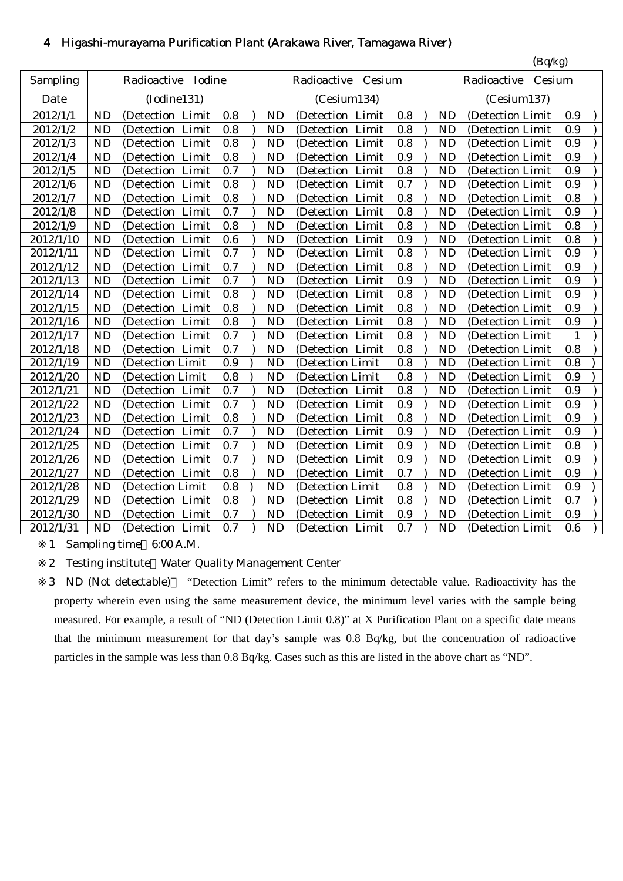## 4 Higashi-murayama Purification Plant (Arakawa River, Tamagawa River)

(Bq/kg)

| Sampling Date | Radioactive Iodine (Iodine131) | Radioactive Cesium (Cesium134) | Radioactive Cesium (Cesium137) |
|---|---|---|---|
| 2012/1/1 | ND (Detection Limit 0.8 ) | ND (Detection Limit 0.8 ) | ND (Detection Limit 0.9 ) |
| 2012/1/2 | ND (Detection Limit 0.8 ) | ND (Detection Limit 0.8 ) | ND (Detection Limit 0.9 ) |
| 2012/1/3 | ND (Detection Limit 0.8 ) | ND (Detection Limit 0.8 ) | ND (Detection Limit 0.9 ) |
| 2012/1/4 | ND (Detection Limit 0.8 ) | ND (Detection Limit 0.9 ) | ND (Detection Limit 0.9 ) |
| 2012/1/5 | ND (Detection Limit 0.7 ) | ND (Detection Limit 0.8 ) | ND (Detection Limit 0.9 ) |
| 2012/1/6 | ND (Detection Limit 0.8 ) | ND (Detection Limit 0.7 ) | ND (Detection Limit 0.9 ) |
| 2012/1/7 | ND (Detection Limit 0.8 ) | ND (Detection Limit 0.8 ) | ND (Detection Limit 0.8 ) |
| 2012/1/8 | ND (Detection Limit 0.7 ) | ND (Detection Limit 0.8 ) | ND (Detection Limit 0.9 ) |
| 2012/1/9 | ND (Detection Limit 0.8 ) | ND (Detection Limit 0.8 ) | ND (Detection Limit 0.8 ) |
| 2012/1/10 | ND (Detection Limit 0.6 ) | ND (Detection Limit 0.9 ) | ND (Detection Limit 0.8 ) |
| 2012/1/11 | ND (Detection Limit 0.7 ) | ND (Detection Limit 0.8 ) | ND (Detection Limit 0.9 ) |
| 2012/1/12 | ND (Detection Limit 0.7 ) | ND (Detection Limit 0.8 ) | ND (Detection Limit 0.9 ) |
| 2012/1/13 | ND (Detection Limit 0.7 ) | ND (Detection Limit 0.9 ) | ND (Detection Limit 0.9 ) |
| 2012/1/14 | ND (Detection Limit 0.8 ) | ND (Detection Limit 0.8 ) | ND (Detection Limit 0.9 ) |
| 2012/1/15 | ND (Detection Limit 0.8 ) | ND (Detection Limit 0.8 ) | ND (Detection Limit 0.9 ) |
| 2012/1/16 | ND (Detection Limit 0.8 ) | ND (Detection Limit 0.8 ) | ND (Detection Limit 0.9 ) |
| 2012/1/17 | ND (Detection Limit 0.7 ) | ND (Detection Limit 0.8 ) | ND (Detection Limit 1 ) |
| 2012/1/18 | ND (Detection Limit 0.7 ) | ND (Detection Limit 0.8 ) | ND (Detection Limit 0.8 ) |
| 2012/1/19 | ND (Detection Limit 0.9 ) | ND (Detection Limit 0.8 ) | ND (Detection Limit 0.8 ) |
| 2012/1/20 | ND (Detection Limit 0.8 ) | ND (Detection Limit 0.8 ) | ND (Detection Limit 0.9 ) |
| 2012/1/21 | ND (Detection Limit 0.7 ) | ND (Detection Limit 0.8 ) | ND (Detection Limit 0.9 ) |
| 2012/1/22 | ND (Detection Limit 0.7 ) | ND (Detection Limit 0.9 ) | ND (Detection Limit 0.9 ) |
| 2012/1/23 | ND (Detection Limit 0.8 ) | ND (Detection Limit 0.8 ) | ND (Detection Limit 0.9 ) |
| 2012/1/24 | ND (Detection Limit 0.7 ) | ND (Detection Limit 0.9 ) | ND (Detection Limit 0.9 ) |
| 2012/1/25 | ND (Detection Limit 0.7 ) | ND (Detection Limit 0.9 ) | ND (Detection Limit 0.8 ) |
| 2012/1/26 | ND (Detection Limit 0.7 ) | ND (Detection Limit 0.9 ) | ND (Detection Limit 0.9 ) |
| 2012/1/27 | ND (Detection Limit 0.8 ) | ND (Detection Limit 0.7 ) | ND (Detection Limit 0.9 ) |
| 2012/1/28 | ND (Detection Limit 0.8 ) | ND (Detection Limit 0.8 ) | ND (Detection Limit 0.9 ) |
| 2012/1/29 | ND (Detection Limit 0.8 ) | ND (Detection Limit 0.8 ) | ND (Detection Limit 0.7 ) |
| 2012/1/30 | ND (Detection Limit 0.7 ) | ND (Detection Limit 0.9 ) | ND (Detection Limit 0.9 ) |
| 2012/1/31 | ND (Detection Limit 0.7 ) | ND (Detection Limit 0.7 ) | ND (Detection Limit 0.6 ) |

※1 Sampling time 6:00 A.M.

※2 Testing institute Water Quality Management Center

※3 ND (Not detectable) "Detection Limit" refers to the minimum detectable value. Radioactivity has the property wherein even using the same measurement device, the minimum level varies with the sample being measured. For example, a result of "ND (Detection Limit 0.8)" at X Purification Plant on a specific date means that the minimum measurement for that day's sample was 0.8 Bq/kg, but the concentration of radioactive particles in the sample was less than 0.8 Bq/kg. Cases such as this are listed in the above chart as "ND".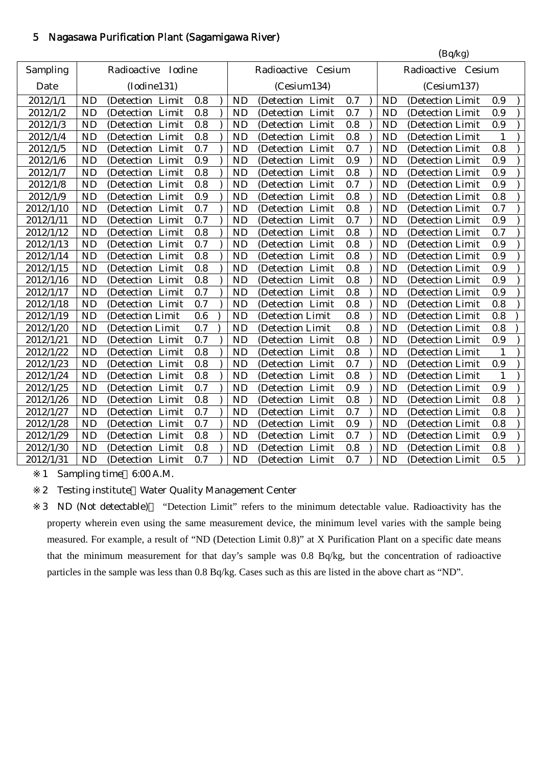## 5 Nagasawa Purification Plant (Sagamigawa River)

(Bq/kg)

| Sampling Date | Radioactive Iodine (Iodine131) | Radioactive Cesium (Cesium134) | Radioactive Cesium (Cesium137) |
|---|---|---|---|
| 2012/1/1 | ND (Detection Limit 0.8 ) | ND (Detection Limit 0.7 ) | ND (Detection Limit 0.9 ) |
| 2012/1/2 | ND (Detection Limit 0.8 ) | ND (Detection Limit 0.7 ) | ND (Detection Limit 0.9 ) |
| 2012/1/3 | ND (Detection Limit 0.8 ) | ND (Detection Limit 0.8 ) | ND (Detection Limit 0.9 ) |
| 2012/1/4 | ND (Detection Limit 0.8 ) | ND (Detection Limit 0.8 ) | ND (Detection Limit 1 ) |
| 2012/1/5 | ND (Detection Limit 0.7 ) | ND (Detection Limit 0.7 ) | ND (Detection Limit 0.8 ) |
| 2012/1/6 | ND (Detection Limit 0.9 ) | ND (Detection Limit 0.9 ) | ND (Detection Limit 0.9 ) |
| 2012/1/7 | ND (Detection Limit 0.8 ) | ND (Detection Limit 0.8 ) | ND (Detection Limit 0.9 ) |
| 2012/1/8 | ND (Detection Limit 0.8 ) | ND (Detection Limit 0.7 ) | ND (Detection Limit 0.9 ) |
| 2012/1/9 | ND (Detection Limit 0.9 ) | ND (Detection Limit 0.8 ) | ND (Detection Limit 0.8 ) |
| 2012/1/10 | ND (Detection Limit 0.7 ) | ND (Detection Limit 0.8 ) | ND (Detection Limit 0.7 ) |
| 2012/1/11 | ND (Detection Limit 0.7 ) | ND (Detection Limit 0.7 ) | ND (Detection Limit 0.9 ) |
| 2012/1/12 | ND (Detection Limit 0.8 ) | ND (Detection Limit 0.8 ) | ND (Detection Limit 0.7 ) |
| 2012/1/13 | ND (Detection Limit 0.7 ) | ND (Detection Limit 0.8 ) | ND (Detection Limit 0.9 ) |
| 2012/1/14 | ND (Detection Limit 0.8 ) | ND (Detection Limit 0.8 ) | ND (Detection Limit 0.9 ) |
| 2012/1/15 | ND (Detection Limit 0.8 ) | ND (Detection Limit 0.8 ) | ND (Detection Limit 0.9 ) |
| 2012/1/16 | ND (Detection Limit 0.8 ) | ND (Detection Limit 0.8 ) | ND (Detection Limit 0.9 ) |
| 2012/1/17 | ND (Detection Limit 0.7 ) | ND (Detection Limit 0.8 ) | ND (Detection Limit 0.9 ) |
| 2012/1/18 | ND (Detection Limit 0.7 ) | ND (Detection Limit 0.8 ) | ND (Detection Limit 0.8 ) |
| 2012/1/19 | ND (Detection Limit 0.6 ) | ND (Detection Limit 0.8 ) | ND (Detection Limit 0.8 ) |
| 2012/1/20 | ND (Detection Limit 0.7 ) | ND (Detection Limit 0.8 ) | ND (Detection Limit 0.8 ) |
| 2012/1/21 | ND (Detection Limit 0.7 ) | ND (Detection Limit 0.8 ) | ND (Detection Limit 0.9 ) |
| 2012/1/22 | ND (Detection Limit 0.8 ) | ND (Detection Limit 0.8 ) | ND (Detection Limit 1 ) |
| 2012/1/23 | ND (Detection Limit 0.8 ) | ND (Detection Limit 0.7 ) | ND (Detection Limit 0.9 ) |
| 2012/1/24 | ND (Detection Limit 0.8 ) | ND (Detection Limit 0.8 ) | ND (Detection Limit 1 ) |
| 2012/1/25 | ND (Detection Limit 0.7 ) | ND (Detection Limit 0.9 ) | ND (Detection Limit 0.9 ) |
| 2012/1/26 | ND (Detection Limit 0.8 ) | ND (Detection Limit 0.8 ) | ND (Detection Limit 0.8 ) |
| 2012/1/27 | ND (Detection Limit 0.7 ) | ND (Detection Limit 0.7 ) | ND (Detection Limit 0.8 ) |
| 2012/1/28 | ND (Detection Limit 0.7 ) | ND (Detection Limit 0.9 ) | ND (Detection Limit 0.8 ) |
| 2012/1/29 | ND (Detection Limit 0.8 ) | ND (Detection Limit 0.7 ) | ND (Detection Limit 0.9 ) |
| 2012/1/30 | ND (Detection Limit 0.8 ) | ND (Detection Limit 0.8 ) | ND (Detection Limit 0.8 ) |
| 2012/1/31 | ND (Detection Limit 0.7 ) | ND (Detection Limit 0.7 ) | ND (Detection Limit 0.5 ) |

※1 Sampling time 6:00 A.M.

※2 Testing institute：Water Quality Management Center

※3 ND (Not detectable)： "Detection Limit" refers to the minimum detectable value. Radioactivity has the property wherein even using the same measurement device, the minimum level varies with the sample being measured. For example, a result of "ND (Detection Limit 0.8)" at X Purification Plant on a specific date means that the minimum measurement for that day's sample was 0.8 Bq/kg, but the concentration of radioactive particles in the sample was less than 0.8 Bq/kg. Cases such as this are listed in the above chart as "ND".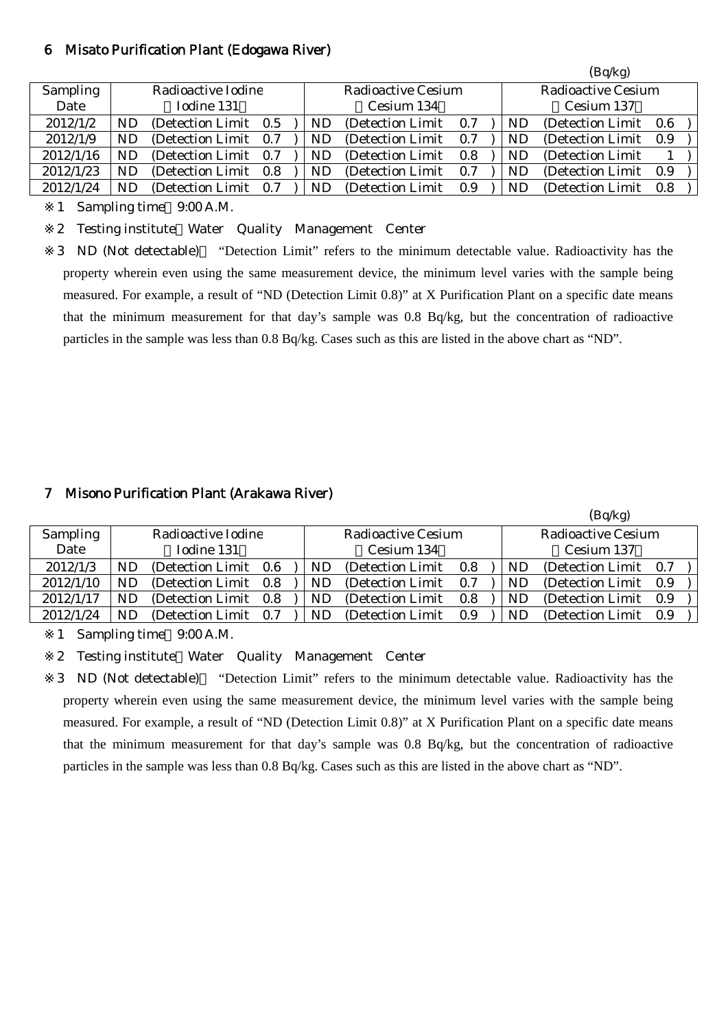## 6 Misato Purification Plant (Edogawa River)

(Bq/kg)

| Sampling Date | Radioactive Iodine (Iodine 131) | Radioactive Cesium (Cesium 134) | Radioactive Cesium (Cesium 137) |
|---|---|---|---|
| 2012/1/2 | ND (Detection Limit 0.5 ) | ND (Detection Limit 0.7 ) | ND (Detection Limit 0.6 ) |
| 2012/1/9 | ND (Detection Limit 0.7 ) | ND (Detection Limit 0.7 ) | ND (Detection Limit 0.9 ) |
| 2012/1/16 | ND (Detection Limit 0.7 ) | ND (Detection Limit 0.8 ) | ND (Detection Limit 1 ) |
| 2012/1/23 | ND (Detection Limit 0.8 ) | ND (Detection Limit 0.7 ) | ND (Detection Limit 0.9 ) |
| 2012/1/24 | ND (Detection Limit 0.7 ) | ND (Detection Limit 0.9 ) | ND (Detection Limit 0.8 ) |

※1 Sampling time：9:00 A.M.

※2 Testing institute：Water Quality Management Center

※3 ND (Not detectable)： "Detection Limit" refers to the minimum detectable value. Radioactivity has the property wherein even using the same measurement device, the minimum level varies with the sample being measured. For example, a result of "ND (Detection Limit 0.8)" at X Purification Plant on a specific date means that the minimum measurement for that day's sample was 0.8 Bq/kg, but the concentration of radioactive particles in the sample was less than 0.8 Bq/kg. Cases such as this are listed in the above chart as "ND".

## 7 Misono Purification Plant (Arakawa River)

(Bq/kg)

| Sampling Date | Radioactive Iodine (Iodine 131) | Radioactive Cesium (Cesium 134) | Radioactive Cesium (Cesium 137) |
|---|---|---|---|
| 2012/1/3 | ND (Detection Limit 0.6 ) | ND (Detection Limit 0.8 ) | ND (Detection Limit 0.7 ) |
| 2012/1/10 | ND (Detection Limit 0.8 ) | ND (Detection Limit 0.7 ) | ND (Detection Limit 0.9 ) |
| 2012/1/17 | ND (Detection Limit 0.8 ) | ND (Detection Limit 0.8 ) | ND (Detection Limit 0.9 ) |
| 2012/1/24 | ND (Detection Limit 0.7 ) | ND (Detection Limit 0.9 ) | ND (Detection Limit 0.9 ) |

※1 Sampling time：9:00 A.M.

※2 Testing institute：Water Quality Management Center

※3 ND (Not detectable)： "Detection Limit" refers to the minimum detectable value. Radioactivity has the property wherein even using the same measurement device, the minimum level varies with the sample being measured. For example, a result of "ND (Detection Limit 0.8)" at X Purification Plant on a specific date means that the minimum measurement for that day's sample was 0.8 Bq/kg, but the concentration of radioactive particles in the sample was less than 0.8 Bq/kg. Cases such as this are listed in the above chart as "ND".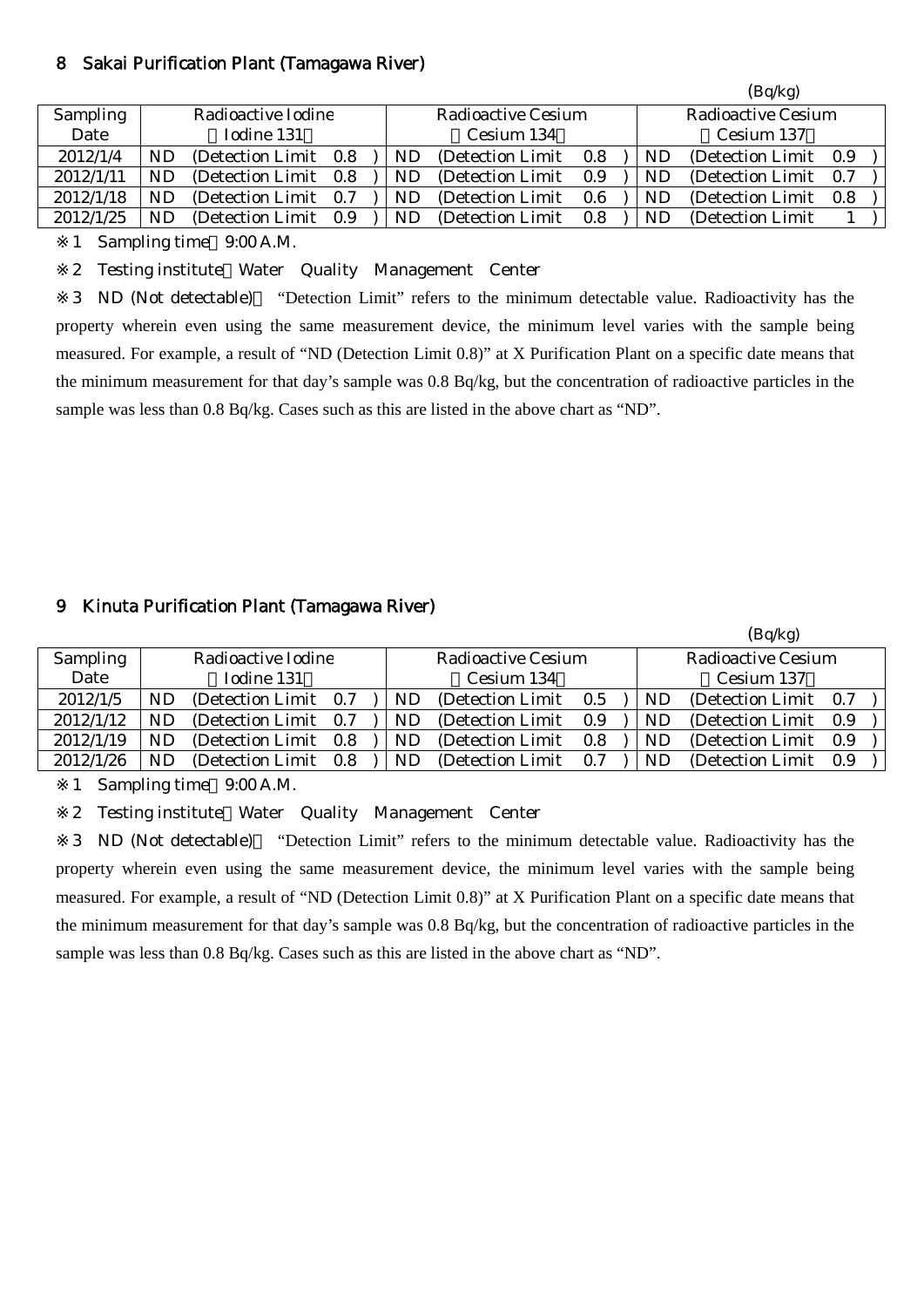## 8 Sakai Purification Plant (Tamagawa River)

(Bq/kg)

| Sampling Date | Radioactive Iodine (Iodine 131) | Radioactive Cesium (Cesium 134) | Radioactive Cesium (Cesium 137) |
|---|---|---|---|
| 2012/1/4 | ND (Detection Limit 0.8 ) | ND (Detection Limit 0.8 ) | ND (Detection Limit 0.9 ) |
| 2012/1/11 | ND (Detection Limit 0.8 ) | ND (Detection Limit 0.9 ) | ND (Detection Limit 0.7 ) |
| 2012/1/18 | ND (Detection Limit 0.7 ) | ND (Detection Limit 0.6 ) | ND (Detection Limit 0.8 ) |
| 2012/1/25 | ND (Detection Limit 0.9 ) | ND (Detection Limit 0.8 ) | ND (Detection Limit 1 ) |

※1 Sampling time 9:00 A.M.

※2 Testing institute Water Quality Management Center

※3 ND (Not detectable) "Detection Limit" refers to the minimum detectable value. Radioactivity has the property wherein even using the same measurement device, the minimum level varies with the sample being measured. For example, a result of "ND (Detection Limit 0.8)" at X Purification Plant on a specific date means that the minimum measurement for that day's sample was 0.8 Bq/kg, but the concentration of radioactive particles in the sample was less than 0.8 Bq/kg. Cases such as this are listed in the above chart as "ND".

## 9 Kinuta Purification Plant (Tamagawa River)

(Bq/kg)

| Sampling Date | Radioactive Iodine (Iodine 131) | Radioactive Cesium (Cesium 134) | Radioactive Cesium (Cesium 137) |
|---|---|---|---|
| 2012/1/5 | ND (Detection Limit 0.7 ) | ND (Detection Limit 0.5 ) | ND (Detection Limit 0.7 ) |
| 2012/1/12 | ND (Detection Limit 0.7 ) | ND (Detection Limit 0.9 ) | ND (Detection Limit 0.9 ) |
| 2012/1/19 | ND (Detection Limit 0.8 ) | ND (Detection Limit 0.8 ) | ND (Detection Limit 0.9 ) |
| 2012/1/26 | ND (Detection Limit 0.8 ) | ND (Detection Limit 0.7 ) | ND (Detection Limit 0.9 ) |

※1 Sampling time 9:00 A.M.

※2 Testing institute Water Quality Management Center

※3 ND (Not detectable) "Detection Limit" refers to the minimum detectable value. Radioactivity has the property wherein even using the same measurement device, the minimum level varies with the sample being measured. For example, a result of "ND (Detection Limit 0.8)" at X Purification Plant on a specific date means that the minimum measurement for that day's sample was 0.8 Bq/kg, but the concentration of radioactive particles in the sample was less than 0.8 Bq/kg. Cases such as this are listed in the above chart as "ND".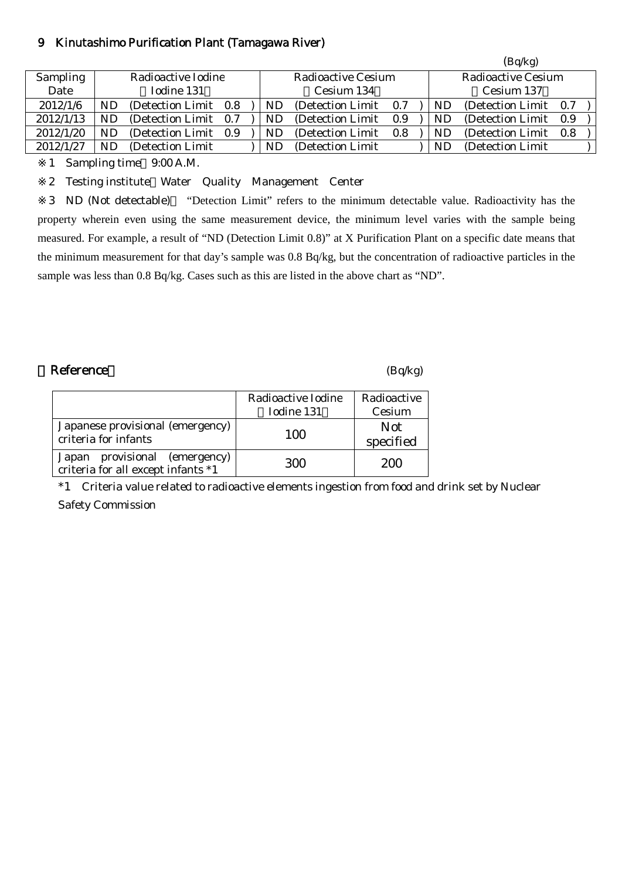## 9 Kinutashimo Purification Plant (Tamagawa River)

(Bq/kg)

| Sampling Date | Radioactive Iodine (Iodine 131) | Radioactive Cesium (Cesium 134) | Radioactive Cesium (Cesium 137) |
|---|---|---|---|
| 2012/1/6 | ND (Detection Limit 0.8 ) | ND (Detection Limit 0.7 ) | ND (Detection Limit 0.7 ) |
| 2012/1/13 | ND (Detection Limit 0.7 ) | ND (Detection Limit 0.9 ) | ND (Detection Limit 0.9 ) |
| 2012/1/20 | ND (Detection Limit 0.9 ) | ND (Detection Limit 0.8 ) | ND (Detection Limit 0.8 ) |
| 2012/1/27 | ND (Detection Limit ) | ND (Detection Limit ) | ND (Detection Limit ) |

※1 Sampling time 9:00 A.M.

※2 Testing institute Water Quality Management Center

※3 ND (Not detectable) "Detection Limit" refers to the minimum detectable value. Radioactivity has the property wherein even using the same measurement device, the minimum level varies with the sample being measured. For example, a result of "ND (Detection Limit 0.8)" at X Purification Plant on a specific date means that the minimum measurement for that day's sample was 0.8 Bq/kg, but the concentration of radioactive particles in the sample was less than 0.8 Bq/kg. Cases such as this are listed in the above chart as "ND".

### Reference

(Bq/kg)

| | Radioactive Iodine (Iodine 131) | Radioactive Cesium |
|---|---|---|
| Japanese provisional (emergency) criteria for infants | 100 | Not specified |
| Japan provisional (emergency) criteria for all except infants *1 | 300 | 200 |

*1 Criteria value related to radioactive elements ingestion from food and drink set by Nuclear Safety Commission